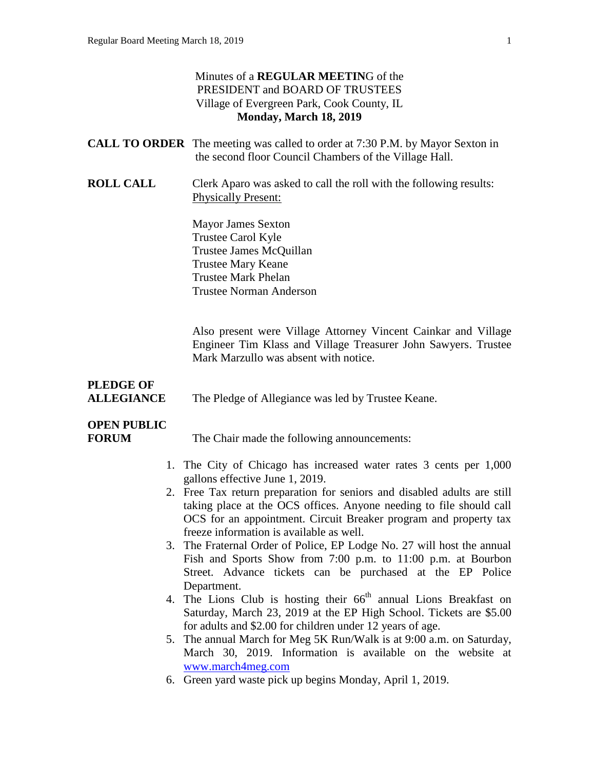Minutes of a **REGULAR MEETING** of the
PRESIDENT and BOARD OF TRUSTEES
Village of Evergreen Park, Cook County, IL
**Monday, March 18, 2019**

**CALL TO ORDER** The meeting was called to order at 7:30 P.M. by Mayor Sexton in the second floor Council Chambers of the Village Hall.

**ROLL CALL** Clerk Aparo was asked to call the roll with the following results:
Physically Present:

Mayor James Sexton
Trustee Carol Kyle
Trustee James McQuillan
Trustee Mary Keane
Trustee Mark Phelan
Trustee Norman Anderson

Also present were Village Attorney Vincent Cainkar and Village Engineer Tim Klass and Village Treasurer John Sawyers. Trustee Mark Marzullo was absent with notice.

**PLEDGE OF ALLEGIANCE** The Pledge of Allegiance was led by Trustee Keane.

**OPEN PUBLIC FORUM** The Chair made the following announcements:

1. The City of Chicago has increased water rates 3 cents per 1,000 gallons effective June 1, 2019.
2. Free Tax return preparation for seniors and disabled adults are still taking place at the OCS offices. Anyone needing to file should call OCS for an appointment. Circuit Breaker program and property tax freeze information is available as well.
3. The Fraternal Order of Police, EP Lodge No. 27 will host the annual Fish and Sports Show from 7:00 p.m. to 11:00 p.m. at Bourbon Street. Advance tickets can be purchased at the EP Police Department.
4. The Lions Club is hosting their 66th annual Lions Breakfast on Saturday, March 23, 2019 at the EP High School. Tickets are $5.00 for adults and $2.00 for children under 12 years of age.
5. The annual March for Meg 5K Run/Walk is at 9:00 a.m. on Saturday, March 30, 2019. Information is available on the website at www.march4meg.com
6. Green yard waste pick up begins Monday, April 1, 2019.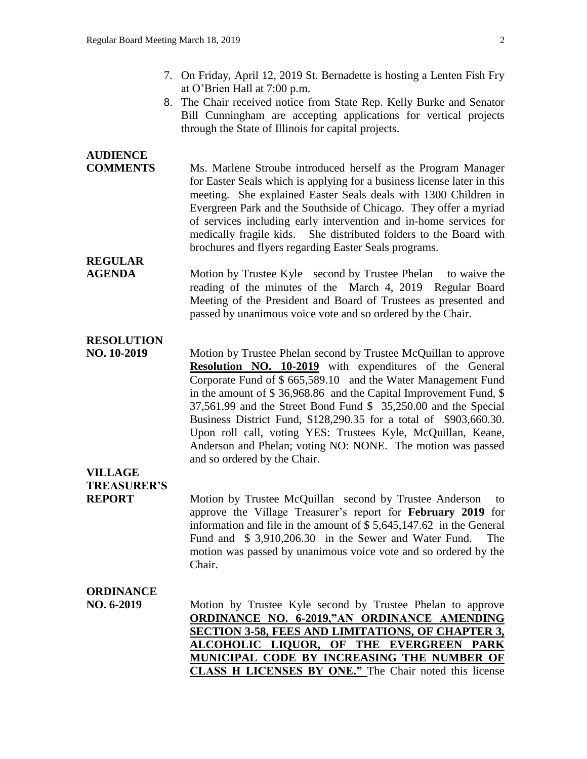7. On Friday, April 12, 2019 St. Bernadette is hosting a Lenten Fish Fry at O'Brien Hall at 7:00 p.m.
8. The Chair received notice from State Rep. Kelly Burke and Senator Bill Cunningham are accepting applications for vertical projects through the State of Illinois for capital projects.

**AUDIENCE COMMENTS**

Ms. Marlene Stroube introduced herself as the Program Manager for Easter Seals which is applying for a business license later in this meeting. She explained Easter Seals deals with 1300 Children in Evergreen Park and the Southside of Chicago. They offer a myriad of services including early intervention and in-home services for medically fragile kids. She distributed folders to the Board with brochures and flyers regarding Easter Seals programs.

**REGULAR AGENDA**

Motion by Trustee Kyle second by Trustee Phelan to waive the reading of the minutes of the March 4, 2019 Regular Board Meeting of the President and Board of Trustees as presented and passed by unanimous voice vote and so ordered by the Chair.

**RESOLUTION NO. 10-2019**

Motion by Trustee Phelan second by Trustee McQuillan to approve **Resolution NO. 10-2019** with expenditures of the General Corporate Fund of $ 665,589.10 and the Water Management Fund in the amount of $ 36,968.86 and the Capital Improvement Fund, $ 37,561.99 and the Street Bond Fund $ 35,250.00 and the Special Business District Fund, $128,290.35 for a total of $903,660.30. Upon roll call, voting YES: Trustees Kyle, McQuillan, Keane, Anderson and Phelan; voting NO: NONE. The motion was passed and so ordered by the Chair.

**VILLAGE TREASURER'S REPORT**

Motion by Trustee McQuillan second by Trustee Anderson to approve the Village Treasurer's report for **February 2019** for information and file in the amount of $ 5,645,147.62 in the General Fund and $ 3,910,206.30 in the Sewer and Water Fund. The motion was passed by unanimous voice vote and so ordered by the Chair.

**ORDINANCE NO. 6-2019**

Motion by Trustee Kyle second by Trustee Phelan to approve **ORDINANCE NO. 6-2019,"AN ORDINANCE AMENDING SECTION 3-58, FEES AND LIMITATIONS, OF CHAPTER 3, ALCOHOLIC LIQUOR, OF THE EVERGREEN PARK MUNICIPAL CODE BY INCREASING THE NUMBER OF CLASS H LICENSES BY ONE."** The Chair noted this license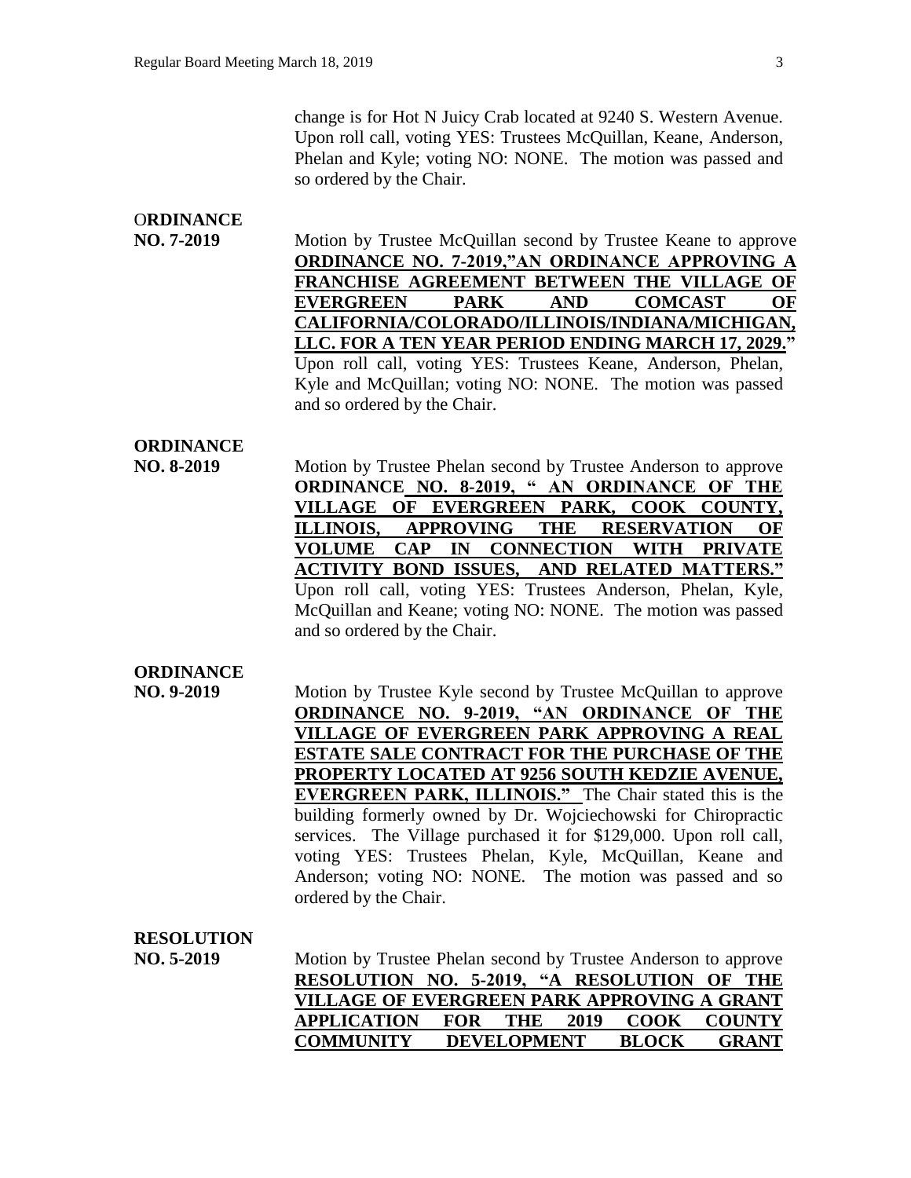change is for Hot N Juicy Crab located at 9240 S. Western Avenue. Upon roll call, voting YES: Trustees McQuillan, Keane, Anderson, Phelan and Kyle; voting NO: NONE. The motion was passed and so ordered by the Chair.

**ORDINANCE NO. 7-2019**

Motion by Trustee McQuillan second by Trustee Keane to approve **ORDINANCE NO. 7-2019,"AN ORDINANCE APPROVING A FRANCHISE AGREEMENT BETWEEN THE VILLAGE OF EVERGREEN PARK AND COMCAST OF CALIFORNIA/COLORADO/ILLINOIS/INDIANA/MICHIGAN, LLC. FOR A TEN YEAR PERIOD ENDING MARCH 17, 2029."** Upon roll call, voting YES: Trustees Keane, Anderson, Phelan, Kyle and McQuillan; voting NO: NONE. The motion was passed and so ordered by the Chair.

**ORDINANCE NO. 8-2019**

Motion by Trustee Phelan second by Trustee Anderson to approve **ORDINANCE NO. 8-2019, " AN ORDINANCE OF THE VILLAGE OF EVERGREEN PARK, COOK COUNTY, ILLINOIS, APPROVING THE RESERVATION OF VOLUME CAP IN CONNECTION WITH PRIVATE ACTIVITY BOND ISSUES, AND RELATED MATTERS."** Upon roll call, voting YES: Trustees Anderson, Phelan, Kyle, McQuillan and Keane; voting NO: NONE. The motion was passed and so ordered by the Chair.

**ORDINANCE NO. 9-2019**

Motion by Trustee Kyle second by Trustee McQuillan to approve **ORDINANCE NO. 9-2019, "AN ORDINANCE OF THE VILLAGE OF EVERGREEN PARK APPROVING A REAL ESTATE SALE CONTRACT FOR THE PURCHASE OF THE PROPERTY LOCATED AT 9256 SOUTH KEDZIE AVENUE, EVERGREEN PARK, ILLINOIS."** The Chair stated this is the building formerly owned by Dr. Wojciechowski for Chiropractic services. The Village purchased it for $129,000. Upon roll call, voting YES: Trustees Phelan, Kyle, McQuillan, Keane and Anderson; voting NO: NONE. The motion was passed and so ordered by the Chair.

**RESOLUTION NO. 5-2019**

Motion by Trustee Phelan second by Trustee Anderson to approve **RESOLUTION NO. 5-2019, "A RESOLUTION OF THE VILLAGE OF EVERGREEN PARK APPROVING A GRANT APPLICATION FOR THE 2019 COOK COUNTY COMMUNITY DEVELOPMENT BLOCK GRANT**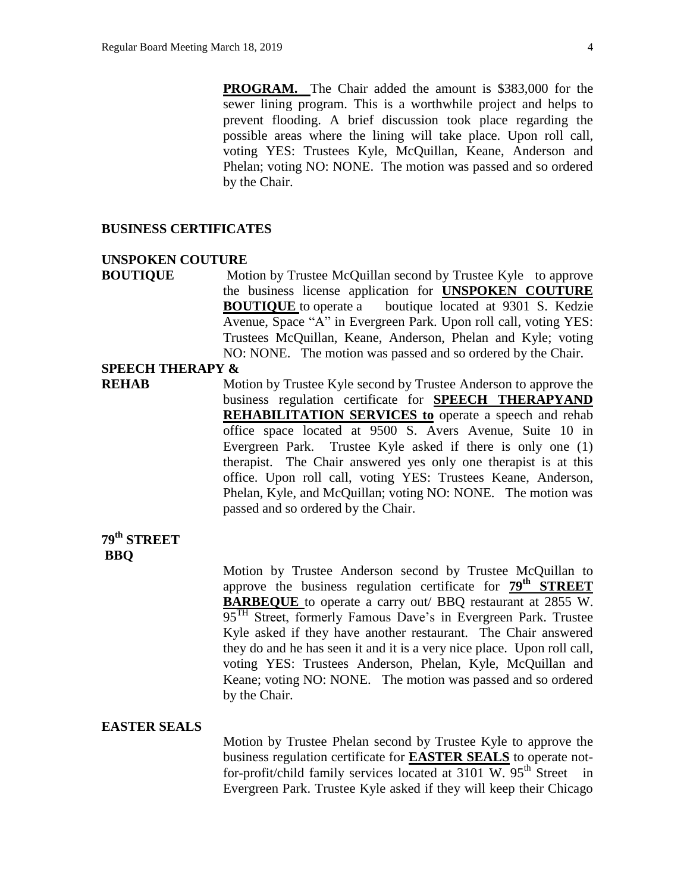**PROGRAM.** The Chair added the amount is $383,000 for the sewer lining program. This is a worthwhile project and helps to prevent flooding. A brief discussion took place regarding the possible areas where the lining will take place. Upon roll call, voting YES: Trustees Kyle, McQuillan, Keane, Anderson and Phelan; voting NO: NONE. The motion was passed and so ordered by the Chair.

## BUSINESS CERTIFICATES

**UNSPOKEN COUTURE BOUTIQUE**

Motion by Trustee McQuillan second by Trustee Kyle to approve the business license application for **UNSPOKEN COUTURE BOUTIQUE** to operate a boutique located at 9301 S. Kedzie Avenue, Space "A" in Evergreen Park. Upon roll call, voting YES: Trustees McQuillan, Keane, Anderson, Phelan and Kyle; voting NO: NONE. The motion was passed and so ordered by the Chair.

**SPEECH THERAPY & REHAB**

Motion by Trustee Kyle second by Trustee Anderson to approve the business regulation certificate for **SPEECH THERAPYAND REHABILITATION SERVICES to** operate a speech and rehab office space located at 9500 S. Avers Avenue, Suite 10 in Evergreen Park. Trustee Kyle asked if there is only one (1) therapist. The Chair answered yes only one therapist is at this office. Upon roll call, voting YES: Trustees Keane, Anderson, Phelan, Kyle, and McQuillan; voting NO: NONE. The motion was passed and so ordered by the Chair.

**79th STREET BBQ**

Motion by Trustee Anderson second by Trustee McQuillan to approve the business regulation certificate for **79th STREET BARBEQUE** to operate a carry out/ BBQ restaurant at 2855 W. 95TH Street, formerly Famous Dave's in Evergreen Park. Trustee Kyle asked if they have another restaurant. The Chair answered they do and he has seen it and it is a very nice place. Upon roll call, voting YES: Trustees Anderson, Phelan, Kyle, McQuillan and Keane; voting NO: NONE. The motion was passed and so ordered by the Chair.

**EASTER SEALS**

Motion by Trustee Phelan second by Trustee Kyle to approve the business regulation certificate for **EASTER SEALS** to operate not-for-profit/child family services located at 3101 W. 95th Street in Evergreen Park. Trustee Kyle asked if they will keep their Chicago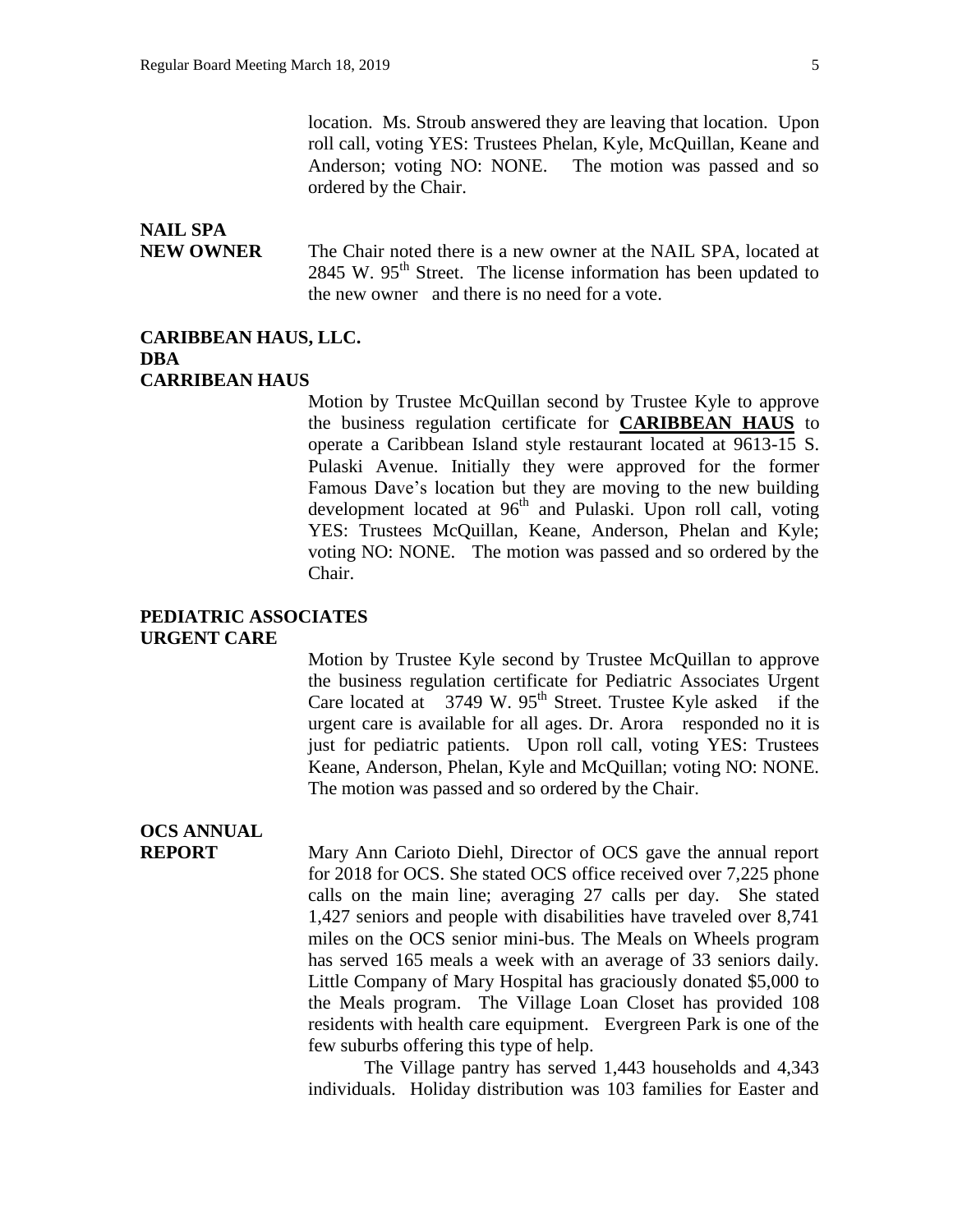location. Ms. Stroub answered they are leaving that location. Upon roll call, voting YES: Trustees Phelan, Kyle, McQuillan, Keane and Anderson; voting NO: NONE. The motion was passed and so ordered by the Chair.

**NAIL SPA NEW OWNER**

The Chair noted there is a new owner at the NAIL SPA, located at 2845 W. 95th Street. The license information has been updated to the new owner and there is no need for a vote.

**CARIBBEAN HAUS, LLC. DBA CARRIBEAN HAUS**

Motion by Trustee McQuillan second by Trustee Kyle to approve the business regulation certificate for **CARIBBEAN HAUS** to operate a Caribbean Island style restaurant located at 9613-15 S. Pulaski Avenue. Initially they were approved for the former Famous Dave's location but they are moving to the new building development located at 96th and Pulaski. Upon roll call, voting YES: Trustees McQuillan, Keane, Anderson, Phelan and Kyle; voting NO: NONE. The motion was passed and so ordered by the Chair.

**PEDIATRIC ASSOCIATES URGENT CARE**

Motion by Trustee Kyle second by Trustee McQuillan to approve the business regulation certificate for Pediatric Associates Urgent Care located at 3749 W. 95th Street. Trustee Kyle asked if the urgent care is available for all ages. Dr. Arora responded no it is just for pediatric patients. Upon roll call, voting YES: Trustees Keane, Anderson, Phelan, Kyle and McQuillan; voting NO: NONE. The motion was passed and so ordered by the Chair.

**OCS ANNUAL REPORT**

Mary Ann Carioto Diehl, Director of OCS gave the annual report for 2018 for OCS. She stated OCS office received over 7,225 phone calls on the main line; averaging 27 calls per day. She stated 1,427 seniors and people with disabilities have traveled over 8,741 miles on the OCS senior mini-bus. The Meals on Wheels program has served 165 meals a week with an average of 33 seniors daily. Little Company of Mary Hospital has graciously donated $5,000 to the Meals program. The Village Loan Closet has provided 108 residents with health care equipment. Evergreen Park is one of the few suburbs offering this type of help.

The Village pantry has served 1,443 households and 4,343 individuals. Holiday distribution was 103 families for Easter and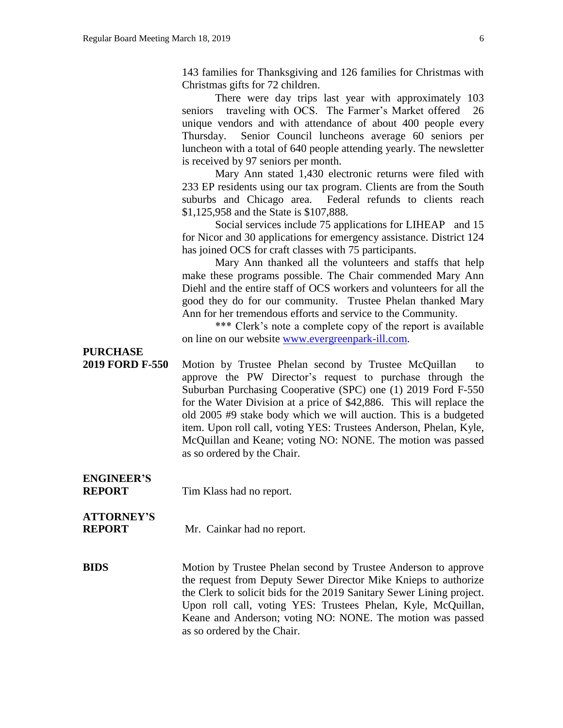143 families for Thanksgiving and 126 families for Christmas with Christmas gifts for 72 children.

There were day trips last year with approximately 103 seniors traveling with OCS. The Farmer's Market offered 26 unique vendors and with attendance of about 400 people every Thursday. Senior Council luncheons average 60 seniors per luncheon with a total of 640 people attending yearly. The newsletter is received by 97 seniors per month.

Mary Ann stated 1,430 electronic returns were filed with 233 EP residents using our tax program. Clients are from the South suburbs and Chicago area. Federal refunds to clients reach $1,125,958 and the State is $107,888.

Social services include 75 applications for LIHEAP and 15 for Nicor and 30 applications for emergency assistance. District 124 has joined OCS for craft classes with 75 participants.

Mary Ann thanked all the volunteers and staffs that help make these programs possible. The Chair commended Mary Ann Diehl and the entire staff of OCS workers and volunteers for all the good they do for our community. Trustee Phelan thanked Mary Ann for her tremendous efforts and service to the Community.

*** Clerk's note a complete copy of the report is available on line on our website www.evergreenpark-ill.com.

**PURCHASE 2019 FORD F-550**

Motion by Trustee Phelan second by Trustee McQuillan to approve the PW Director's request to purchase through the Suburban Purchasing Cooperative (SPC) one (1) 2019 Ford F-550 for the Water Division at a price of $42,886. This will replace the old 2005 #9 stake body which we will auction. This is a budgeted item. Upon roll call, voting YES: Trustees Anderson, Phelan, Kyle, McQuillan and Keane; voting NO: NONE. The motion was passed as so ordered by the Chair.

**ENGINEER'S REPORT**

Tim Klass had no report.

**ATTORNEY'S REPORT**

Mr. Cainkar had no report.

**BIDS**

Motion by Trustee Phelan second by Trustee Anderson to approve the request from Deputy Sewer Director Mike Knieps to authorize the Clerk to solicit bids for the 2019 Sanitary Sewer Lining project. Upon roll call, voting YES: Trustees Phelan, Kyle, McQuillan, Keane and Anderson; voting NO: NONE. The motion was passed as so ordered by the Chair.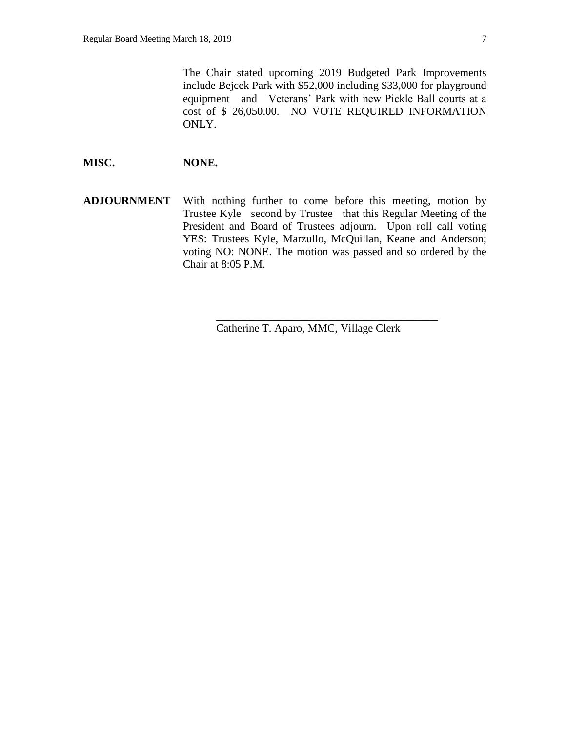The Chair stated upcoming 2019 Budgeted Park Improvements include Bejcek Park with $52,000 including $33,000 for playground equipment and Veterans' Park with new Pickle Ball courts at a cost of $ 26,050.00. NO VOTE REQUIRED INFORMATION ONLY.

**MISC.** **NONE.**

**ADJOURNMENT** With nothing further to come before this meeting, motion by Trustee Kyle second by Trustee that this Regular Meeting of the President and Board of Trustees adjourn. Upon roll call voting YES: Trustees Kyle, Marzullo, McQuillan, Keane and Anderson; voting NO: NONE. The motion was passed and so ordered by the Chair at 8:05 P.M.

\_\_\_\_\_\_\_\_\_\_\_\_\_\_\_\_\_\_\_\_\_\_\_\_\_\_\_\_\_\_\_\_\_\_\_\_\_\_\_\_

Catherine T. Aparo, MMC, Village Clerk